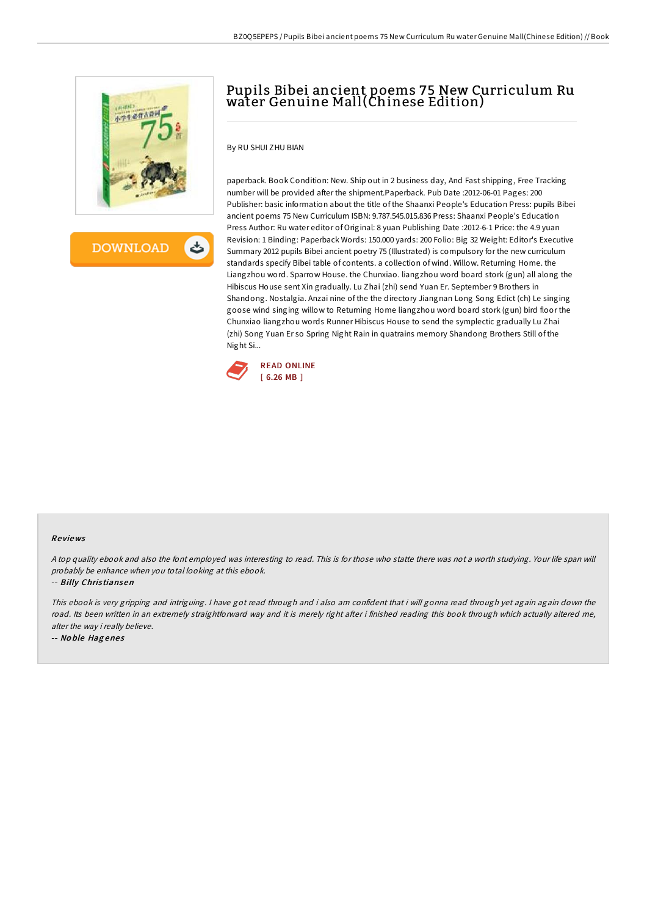# Pupils Bibei ancient poems 75 New Curriculum Ru water Genuine Mall(Chinese Edition)

By RU SHUI ZHU BIAN

paperback. Book Condition: New. Ship out in 2 business day, And Fast shipping, Free Tracking number will be provided after the shipment.Paperback. Pub Date :2012-06-01 Pages: 200 Publisher: basic information about the title of the Shaanxi People's Education Press: pupils Bibei ancient poems 75 New Curriculum ISBN: 9.787.545.015.836 Press: Shaanxi People's Education Press Author: Ru water editor of Original: 8 yuan Publishing Date :2012-6-1 Price: the 4.9 yuan Revision: 1 Binding: Paperback Words: 150.000 yards: 200 Folio: Big 32 Weight: Editor's Executive Summary 2012 pupils Bibei ancient poetry 75 (Illustrated) is compulsory for the new curriculum standards specify Bibei table of contents. a collection of wind. Willow. Returning Home. the Liangzhou word. Sparrow House. the Chunxiao. liangzhou word board stork (gun) all along the Hibiscus House sent Xin gradually. Lu Zhai (zhi) send Yuan Er. September 9 Brothers in Shandong. Nostalgia. Anzai nine of the the directory Jiangnan Long Song Edict (ch) Le singing goose wind singing willow to Returning Home liangzhou word board stork (gun) bird floor the Chunxiao liangzhou words Runner Hibiscus House to send the symplectic gradually Lu Zhai (zhi) Song Yuan Er so Spring Night Rain in quatrains memory Shandong Brothers Still of the Night Si...

READ ONLINE
[ 6.26 MB ]

## Reviews

*A top quality ebook and also the font employed was interesting to read. This is for those who statte there was not a worth studying. Your life span will probably be enhance when you total looking at this ebook.*

-- *Billy Christiansen*

*This ebook is very gripping and intriguing. I have got read through and i also am confident that i will gonna read through yet again again down the road. Its been written in an extremely straightforward way and it is merely right after i finished reading this book through which actually altered me, alter the way i really believe.*

-- *Noble Hagenes*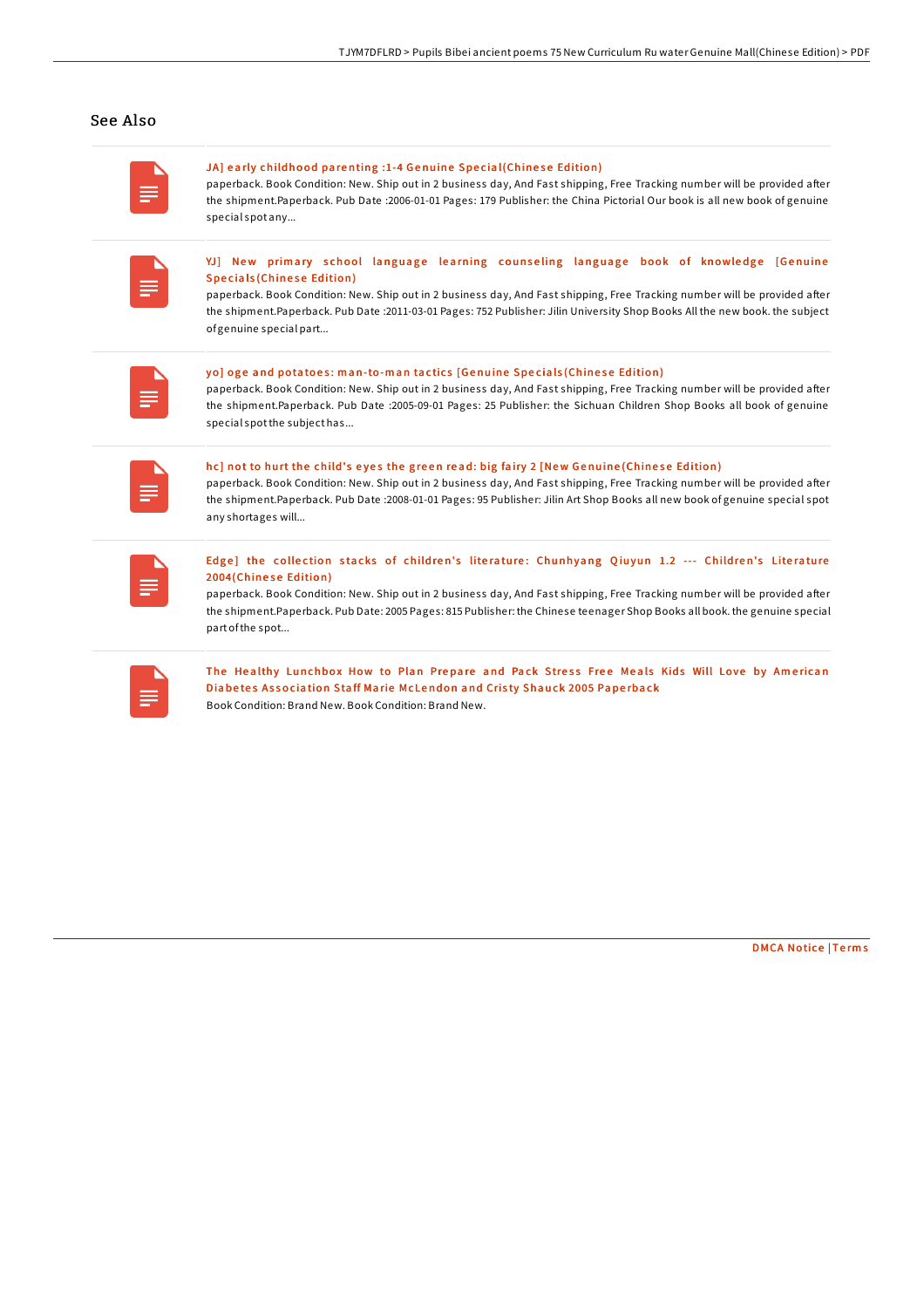## See Also

### JA] early childhood parenting :1-4 Genuine Special(Chinese Edition)

paperback. Book Condition: New. Ship out in 2 business day, And Fast shipping, Free Tracking number will be provided after the shipment.Paperback. Pub Date :2006-01-01 Pages: 179 Publisher: the China Pictorial Our book is all new book of genuine special spot any...

### YJ] New primary school language learning counseling language book of knowledge [Genuine Specials(Chinese Edition)

paperback. Book Condition: New. Ship out in 2 business day, And Fast shipping, Free Tracking number will be provided after the shipment.Paperback. Pub Date :2011-03-01 Pages: 752 Publisher: Jilin University Shop Books All the new book. the subject of genuine special part...

### yo] oge and potatoes: man-to-man tactics [Genuine Specials(Chinese Edition)

paperback. Book Condition: New. Ship out in 2 business day, And Fast shipping, Free Tracking number will be provided after the shipment.Paperback. Pub Date :2005-09-01 Pages: 25 Publisher: the Sichuan Children Shop Books all book of genuine special spot the subject has...

### hc] not to hurt the child's eyes the green read: big fairy 2 [New Genuine(Chinese Edition)

paperback. Book Condition: New. Ship out in 2 business day, And Fast shipping, Free Tracking number will be provided after the shipment.Paperback. Pub Date :2008-01-01 Pages: 95 Publisher: Jilin Art Shop Books all new book of genuine special spot any shortages will...

### Edge] the collection stacks of children's literature: Chunhyang Qiuyun 1.2 --- Children's Literature 2004(Chinese Edition)

paperback. Book Condition: New. Ship out in 2 business day, And Fast shipping, Free Tracking number will be provided after the shipment.Paperback. Pub Date: 2005 Pages: 815 Publisher: the Chinese teenager Shop Books all book. the genuine special part of the spot...

### The Healthy Lunchbox How to Plan Prepare and Pack Stress Free Meals Kids Will Love by American Diabetes Association Staff Marie McLendon and Cristy Shauck 2005 Paperback

Book Condition: Brand New. Book Condition: Brand New.